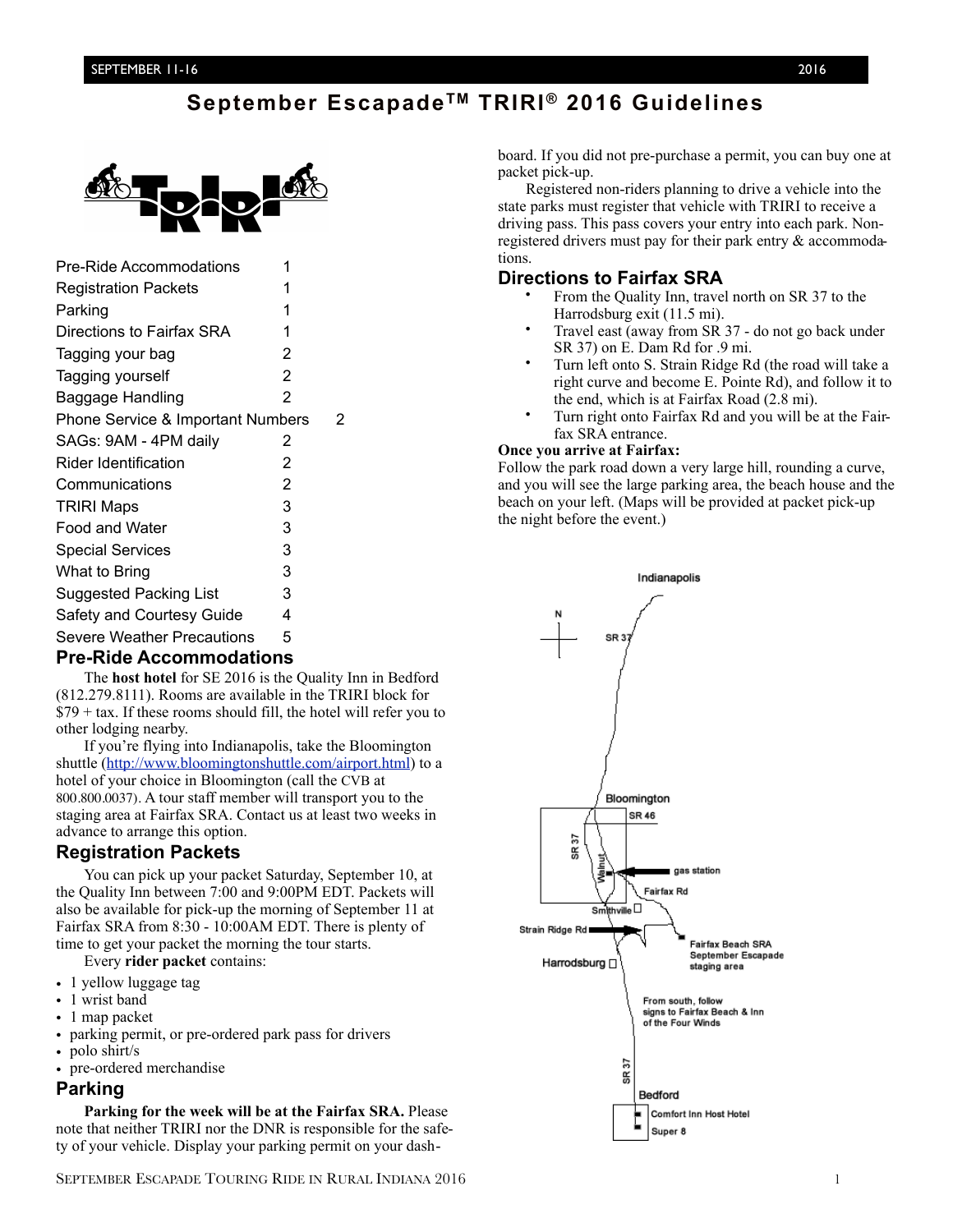# September Escapade™ TRIRI® 2016 Guidelines

| | |
|---|---|
| Pre-Ride Accommodations | 1 |
| Registration Packets | 1 |
| Parking | 1 |
| Directions to Fairfax SRA | 1 |
| Tagging your bag | 2 |
| Tagging yourself | 2 |
| Baggage Handling | 2 |
| Phone Service & Important Numbers | 2 |
| SAGs: 9AM - 4PM daily | 2 |
| Rider Identification | 2 |
| Communications | 2 |
| TRIRI Maps | 3 |
| Food and Water | 3 |
| Special Services | 3 |
| What to Bring | 3 |
| Suggested Packing List | 3 |
| Safety and Courtesy Guide | 4 |
| Severe Weather Precautions | 5 |

## Pre-Ride Accommodations

The **host hotel** for SE 2016 is the Quality Inn in Bedford (812.279.8111). Rooms are available in the TRIRI block for $79 + tax. If these rooms should fill, the hotel will refer you to other lodging nearby.

If you're flying into Indianapolis, take the Bloomington shuttle (http://www.bloomingtonshuttle.com/airport.html) to a hotel of your choice in Bloomington (call the CVB at 800.800.0037). A tour staff member will transport you to the staging area at Fairfax SRA. Contact us at least two weeks in advance to arrange this option.

## Registration Packets

You can pick up your packet Saturday, September 10, at the Quality Inn between 7:00 and 9:00PM EDT. Packets will also be available for pick-up the morning of September 11 at Fairfax SRA from 8:30 - 10:00AM EDT. There is plenty of time to get your packet the morning the tour starts.

Every **rider packet** contains:

- 1 yellow luggage tag
- 1 wrist band
- 1 map packet
- parking permit, or pre-ordered park pass for drivers
- polo shirt/s
- pre-ordered merchandise

## Parking

**Parking for the week will be at the Fairfax SRA.** Please note that neither TRIRI nor the DNR is responsible for the safety of your vehicle. Display your parking permit on your dashboard. If you did not pre-purchase a permit, you can buy one at packet pick-up.

Registered non-riders planning to drive a vehicle into the state parks must register that vehicle with TRIRI to receive a driving pass. This pass covers your entry into each park. Non-registered drivers must pay for their park entry & accommodations.

## Directions to Fairfax SRA

- From the Quality Inn, travel north on SR 37 to the Harrodsburg exit (11.5 mi).
- Travel east (away from SR 37 - do not go back under SR 37) on E. Dam Rd for .9 mi.
- Turn left onto S. Strain Ridge Rd (the road will take a right curve and become E. Pointe Rd), and follow it to the end, which is at Fairfax Road (2.8 mi).
- Turn right onto Fairfax Rd and you will be at the Fairfax SRA entrance.

**Once you arrive at Fairfax:**

Follow the park road down a very large hill, rounding a curve, and you will see the large parking area, the beach house and the beach on your left. (Maps will be provided at packet pick-up the night before the event.)

Indianapolis · N · SR 37 · Bloomington · SR 46 · SR 37 · Walnut · gas station · Fairfax Rd · Smithville · Strain Ridge Rd · Fairfax Beach SRA September Escapade staging area · Harrodsburg · From south, follow signs to Fairfax Beach & Inn of the Four Winds · SR 37 · Bedford · Comfort Inn Host Hotel · Super 8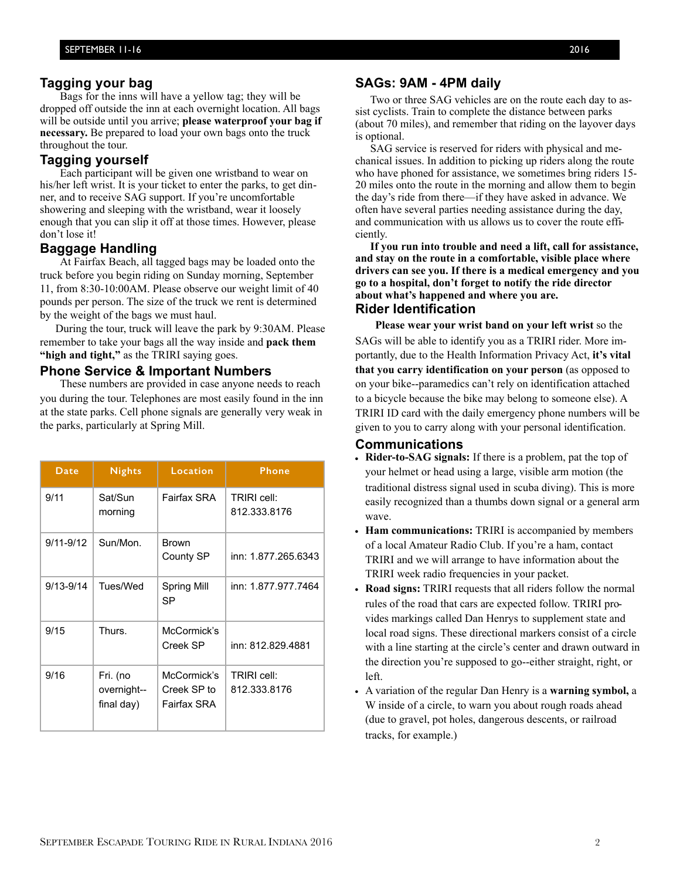## Tagging your bag

Bags for the inns will have a yellow tag; they will be dropped off outside the inn at each overnight location. All bags will be outside until you arrive; **please waterproof your bag if necessary.** Be prepared to load your own bags onto the truck throughout the tour.

## Tagging yourself

Each participant will be given one wristband to wear on his/her left wrist. It is your ticket to enter the parks, to get dinner, and to receive SAG support. If you're uncomfortable showering and sleeping with the wristband, wear it loosely enough that you can slip it off at those times. However, please don't lose it!

## Baggage Handling

At Fairfax Beach, all tagged bags may be loaded onto the truck before you begin riding on Sunday morning, September 11, from 8:30-10:00AM. Please observe our weight limit of 40 pounds per person. The size of the truck we rent is determined by the weight of the bags we must haul.

During the tour, truck will leave the park by 9:30AM. Please remember to take your bags all the way inside and **pack them "high and tight,"** as the TRIRI saying goes.

## Phone Service & Important Numbers

These numbers are provided in case anyone needs to reach you during the tour. Telephones are most easily found in the inn at the state parks. Cell phone signals are generally very weak in the parks, particularly at Spring Mill.

| Date | Nights | Location | Phone |
|---|---|---|---|
| 9/11 | Sat/Sun morning | Fairfax SRA | TRIRI cell: 812.333.8176 |
| 9/11-9/12 | Sun/Mon. | Brown County SP | inn: 1.877.265.6343 |
| 9/13-9/14 | Tues/Wed | Spring Mill SP | inn: 1.877.977.7464 |
| 9/15 | Thurs. | McCormick's Creek SP | inn: 812.829.4881 |
| 9/16 | Fri. (no overnight--final day) | McCormick's Creek SP to Fairfax SRA | TRIRI cell: 812.333.8176 |

## SAGs: 9AM - 4PM daily

Two or three SAG vehicles are on the route each day to assist cyclists. Train to complete the distance between parks (about 70 miles), and remember that riding on the layover days is optional.

SAG service is reserved for riders with physical and mechanical issues. In addition to picking up riders along the route who have phoned for assistance, we sometimes bring riders 15-20 miles onto the route in the morning and allow them to begin the day's ride from there—if they have asked in advance. We often have several parties needing assistance during the day, and communication with us allows us to cover the route efficiently.

**If you run into trouble and need a lift, call for assistance, and stay on the route in a comfortable, visible place where drivers can see you. If there is a medical emergency and you go to a hospital, don't forget to notify the ride director about what's happened and where you are.**

## Rider Identification

**Please wear your wrist band on your left wrist** so the SAGs will be able to identify you as a TRIRI rider. More importantly, due to the Health Information Privacy Act, **it's vital that you carry identification on your person** (as opposed to on your bike--paramedics can't rely on identification attached to a bicycle because the bike may belong to someone else). A TRIRI ID card with the daily emergency phone numbers will be given to you to carry along with your personal identification.

## Communications

- **Rider-to-SAG signals:** If there is a problem, pat the top of your helmet or head using a large, visible arm motion (the traditional distress signal used in scuba diving). This is more easily recognized than a thumbs down signal or a general arm wave.
- **Ham communications:** TRIRI is accompanied by members of a local Amateur Radio Club. If you're a ham, contact TRIRI and we will arrange to have information about the TRIRI week radio frequencies in your packet.
- **Road signs:** TRIRI requests that all riders follow the normal rules of the road that cars are expected follow. TRIRI provides markings called Dan Henrys to supplement state and local road signs. These directional markers consist of a circle with a line starting at the circle's center and drawn outward in the direction you're supposed to go--either straight, right, or left.
- A variation of the regular Dan Henry is a **warning symbol,** a W inside of a circle, to warn you about rough roads ahead (due to gravel, pot holes, dangerous descents, or railroad tracks, for example.)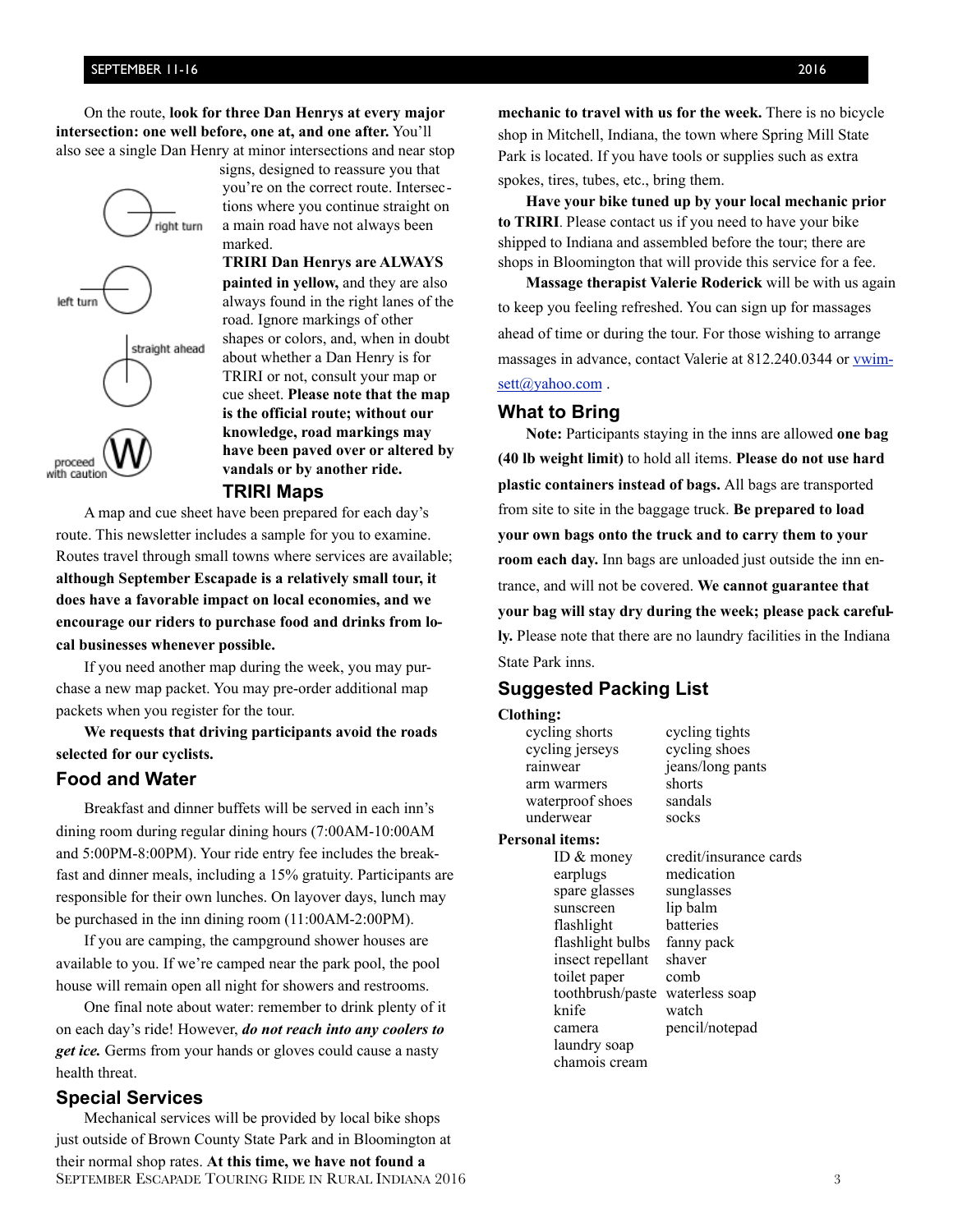On the route, **look for three Dan Henrys at every major intersection: one well before, one at, and one after.** You'll also see a single Dan Henry at minor intersections and near stop signs, designed to reassure you that you're on the correct route. Intersections where you continue straight on a main road have not always been marked.

right turn

left turn

straight ahead

proceed with caution

**TRIRI Dan Henrys are ALWAYS painted in yellow,** and they are also always found in the right lanes of the road. Ignore markings of other shapes or colors, and, when in doubt about whether a Dan Henry is for TRIRI or not, consult your map or cue sheet. **Please note that the map is the official route; without our knowledge, road markings may have been paved over or altered by vandals or by another ride.**

## TRIRI Maps

A map and cue sheet have been prepared for each day's route. This newsletter includes a sample for you to examine. Routes travel through small towns where services are available; **although September Escapade is a relatively small tour, it does have a favorable impact on local economies, and we encourage our riders to purchase food and drinks from local businesses whenever possible.**

If you need another map during the week, you may purchase a new map packet. You may pre-order additional map packets when you register for the tour.

**We requests that driving participants avoid the roads selected for our cyclists.**

## Food and Water

Breakfast and dinner buffets will be served in each inn's dining room during regular dining hours (7:00AM-10:00AM and 5:00PM-8:00PM). Your ride entry fee includes the breakfast and dinner meals, including a 15% gratuity. Participants are responsible for their own lunches. On layover days, lunch may be purchased in the inn dining room (11:00AM-2:00PM).

If you are camping, the campground shower houses are available to you. If we're camped near the park pool, the pool house will remain open all night for showers and restrooms.

One final note about water: remember to drink plenty of it on each day's ride! However, ***do not reach into any coolers to get ice.*** Germs from your hands or gloves could cause a nasty health threat.

## Special Services

Mechanical services will be provided by local bike shops just outside of Brown County State Park and in Bloomington at their normal shop rates. **At this time, we have not found a mechanic to travel with us for the week.** There is no bicycle shop in Mitchell, Indiana, the town where Spring Mill State Park is located. If you have tools or supplies such as extra spokes, tires, tubes, etc., bring them.

**Have your bike tuned up by your local mechanic prior to TRIRI**. Please contact us if you need to have your bike shipped to Indiana and assembled before the tour; there are shops in Bloomington that will provide this service for a fee.

**Massage therapist Valerie Roderick** will be with us again to keep you feeling refreshed. You can sign up for massages ahead of time or during the tour. For those wishing to arrange massages in advance, contact Valerie at 812.240.0344 or vwimsett@yahoo.com .

## What to Bring

**Note:** Participants staying in the inns are allowed **one bag (40 lb weight limit)** to hold all items. **Please do not use hard plastic containers instead of bags.** All bags are transported from site to site in the baggage truck. **Be prepared to load your own bags onto the truck and to carry them to your room each day.** Inn bags are unloaded just outside the inn entrance, and will not be covered. **We cannot guarantee that your bag will stay dry during the week; please pack carefully.** Please note that there are no laundry facilities in the Indiana State Park inns.

## Suggested Packing List

**Clothing:**

- cycling shorts
- cycling tights
- cycling jerseys
- cycling shoes
- rainwear
- jeans/long pants
- arm warmers
- shorts
- waterproof shoes
- sandals
- underwear
- socks

**Personal items:**

- ID & money
- credit/insurance cards
- earplugs
- medication
- spare glasses
- sunglasses
- sunscreen
- lip balm
- flashlight
- batteries
- flashlight bulbs
- fanny pack
- insect repellant
- shaver
- toilet paper
- comb
- toothbrush/paste
- waterless soap
- knife
- watch
- camera
- pencil/notepad
- laundry soap
- chamois cream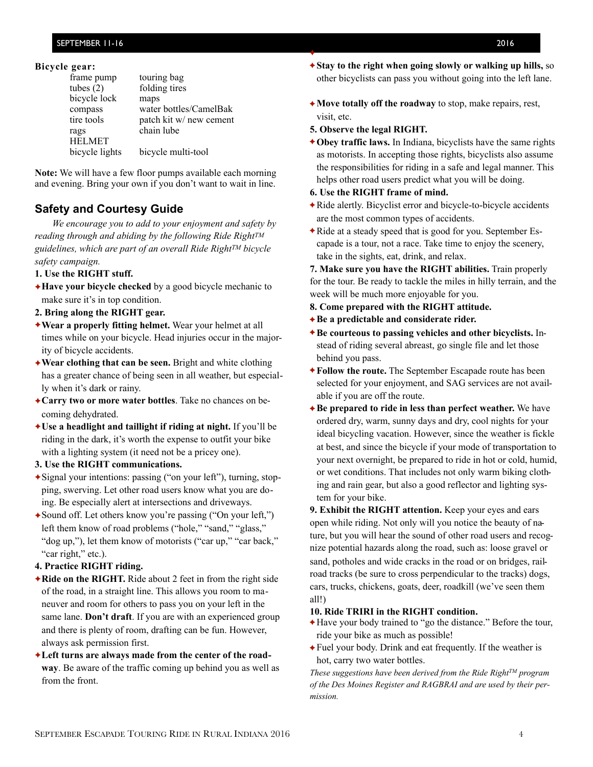**Bicycle gear:**

| | |
|---|---|
| frame pump | touring bag |
| tubes (2) | folding tires |
| bicycle lock | maps |
| compass | water bottles/CamelBak |
| tire tools | patch kit w/ new cement |
| rags | chain lube |
| HELMET | |
| bicycle lights | bicycle multi-tool |

**Note:** We will have a few floor pumps available each morning and evening. Bring your own if you don't want to wait in line.

## Safety and Courtesy Guide

*We encourage you to add to your enjoyment and safety by reading through and abiding by the following Ride Right™ guidelines, which are part of an overall Ride Right™ bicycle safety campaign.*

**1. Use the RIGHT stuff.**

- **Have your bicycle checked** by a good bicycle mechanic to make sure it's in top condition.

**2. Bring along the RIGHT gear.**

- **Wear a properly fitting helmet.** Wear your helmet at all times while on your bicycle. Head injuries occur in the majority of bicycle accidents.
- **Wear clothing that can be seen.** Bright and white clothing has a greater chance of being seen in all weather, but especially when it's dark or rainy.
- **Carry two or more water bottles**. Take no chances on becoming dehydrated.
- **Use a headlight and taillight if riding at night.** If you'll be riding in the dark, it's worth the expense to outfit your bike with a lighting system (it need not be a pricey one).

**3. Use the RIGHT communications.**

- Signal your intentions: passing ("on your left"), turning, stopping, swerving. Let other road users know what you are doing. Be especially alert at intersections and driveways.
- Sound off. Let others know you're passing ("On your left,") left them know of road problems ("hole," "sand," "glass," "dog up,"), let them know of motorists ("car up," "car back," "car right," etc.).

**4. Practice RIGHT riding.**

- **Ride on the RIGHT.** Ride about 2 feet in from the right side of the road, in a straight line. This allows you room to maneuver and room for others to pass you on your left in the same lane. **Don't draft**. If you are with an experienced group and there is plenty of room, drafting can be fun. However, always ask permission first.
- **Left turns are always made from the center of the roadway**. Be aware of the traffic coming up behind you as well as from the front.
- **Stay to the right when going slowly or walking up hills,** so other bicyclists can pass you without going into the left lane.
- **Move totally off the roadway** to stop, make repairs, rest, visit, etc.

**5. Observe the legal RIGHT.**

- **Obey traffic laws.** In Indiana, bicyclists have the same rights as motorists. In accepting those rights, bicyclists also assume the responsibilities for riding in a safe and legal manner. This helps other road users predict what you will be doing.

**6. Use the RIGHT frame of mind.**

- Ride alertly. Bicyclist error and bicycle-to-bicycle accidents are the most common types of accidents.
- Ride at a steady speed that is good for you. September Escapade is a tour, not a race. Take time to enjoy the scenery, take in the sights, eat, drink, and relax.

**7. Make sure you have the RIGHT abilities.** Train properly for the tour. Be ready to tackle the miles in hilly terrain, and the week will be much more enjoyable for you.

**8. Come prepared with the RIGHT attitude.**

- **Be a predictable and considerate rider.**
- **Be courteous to passing vehicles and other bicyclists.** Instead of riding several abreast, go single file and let those behind you pass.
- **Follow the route.** The September Escapade route has been selected for your enjoyment, and SAG services are not available if you are off the route.
- **Be prepared to ride in less than perfect weather.** We have ordered dry, warm, sunny days and dry, cool nights for your ideal bicycling vacation. However, since the weather is fickle at best, and since the bicycle if your mode of transportation to your next overnight, be prepared to ride in hot or cold, humid, or wet conditions. That includes not only warm biking clothing and rain gear, but also a good reflector and lighting system for your bike.

**9. Exhibit the RIGHT attention.** Keep your eyes and ears open while riding. Not only will you notice the beauty of nature, but you will hear the sound of other road users and recognize potential hazards along the road, such as: loose gravel or sand, potholes and wide cracks in the road or on bridges, railroad tracks (be sure to cross perpendicular to the tracks) dogs, cars, trucks, chickens, goats, deer, roadkill (we've seen them all!)

**10. Ride TRIRI in the RIGHT condition.**

- Have your body trained to "go the distance." Before the tour, ride your bike as much as possible!
- Fuel your body. Drink and eat frequently. If the weather is hot, carry two water bottles.

*These suggestions have been derived from the Ride Right™ program of the Des Moines Register and RAGBRAI and are used by their permission.*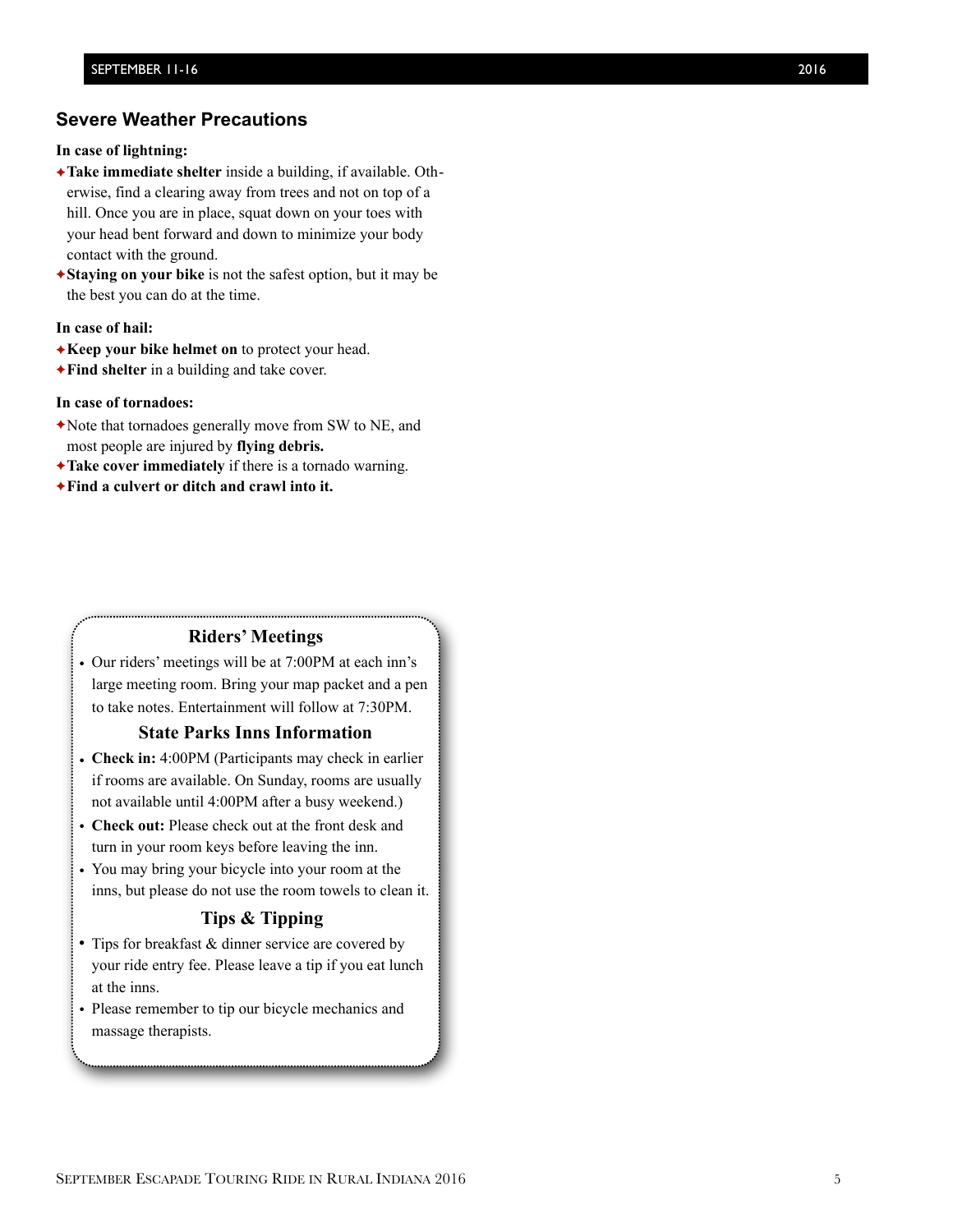## Severe Weather Precautions

**In case of lightning:**

- **Take immediate shelter** inside a building, if available. Otherwise, find a clearing away from trees and not on top of a hill. Once you are in place, squat down on your toes with your head bent forward and down to minimize your body contact with the ground.
- **Staying on your bike** is not the safest option, but it may be the best you can do at the time.

**In case of hail:**

- **Keep your bike helmet on** to protect your head.
- **Find shelter** in a building and take cover.

**In case of tornadoes:**

- Note that tornadoes generally move from SW to NE, and most people are injured by **flying debris.**
- **Take cover immediately** if there is a tornado warning.
- **Find a culvert or ditch and crawl into it.**

### Riders' Meetings

- Our riders' meetings will be at 7:00PM at each inn's large meeting room. Bring your map packet and a pen to take notes. Entertainment will follow at 7:30PM.

### State Parks Inns Information

- **Check in:** 4:00PM (Participants may check in earlier if rooms are available. On Sunday, rooms are usually not available until 4:00PM after a busy weekend.)
- **Check out:** Please check out at the front desk and turn in your room keys before leaving the inn.
- You may bring your bicycle into your room at the inns, but please do not use the room towels to clean it.

### Tips & Tipping

- Tips for breakfast & dinner service are covered by your ride entry fee. Please leave a tip if you eat lunch at the inns.
- Please remember to tip our bicycle mechanics and massage therapists.